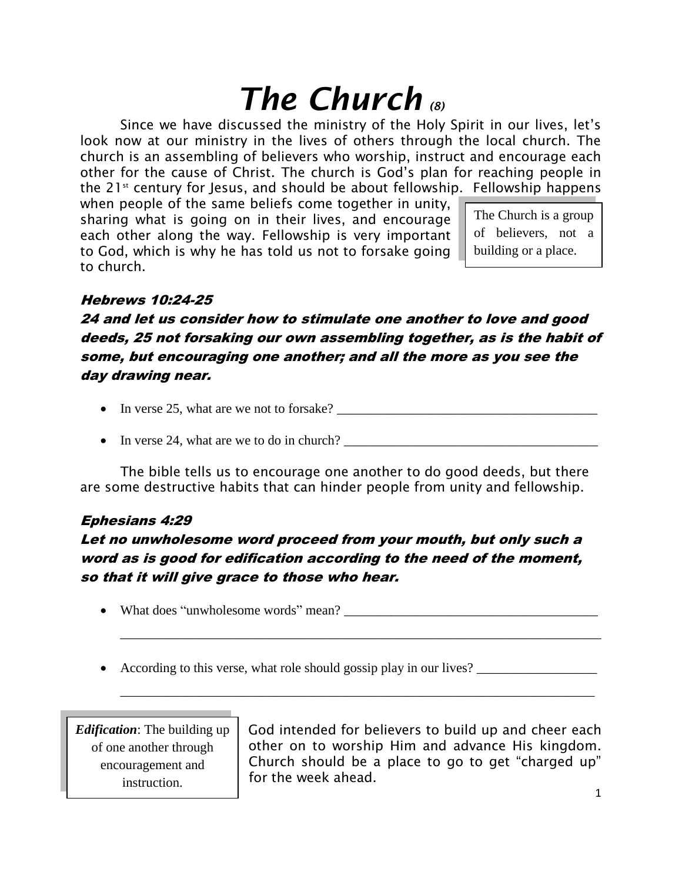# *The Church* *(8)*

Since we have discussed the ministry of the Holy Spirit in our lives, let's look now at our ministry in the lives of others through the local church. The church is an assembling of believers who worship, instruct and encourage each other for the cause of Christ. The church is God's plan for reaching people in the 21st century for Jesus, and should be about fellowship. Fellowship happens when people of the same beliefs come together in unity, sharing what is going on in their lives, and encourage each other along the way. Fellowship is very important to God, which is why he has told us not to forsake going to church.

> The Church is a group of believers, not a building or a place.

***Hebrews 10:24-25***

***24 and let us consider how to stimulate one another to love and good deeds, 25 not forsaking our own assembling together, as is the habit of some, but encouraging one another; and all the more as you see the day drawing near.***

- In verse 25, what are we not to forsake? _______________________________________
- In verse 24, what are we to do in church? ______________________________________

The bible tells us to encourage one another to do good deeds, but there are some destructive habits that can hinder people from unity and fellowship.

***Ephesians 4:29***

***Let no unwholesome word proceed from your mouth, but only such a word as is good for edification according to the need of the moment, so that it will give grace to those who hear.***

- What does "unwholesome words" mean? ______________________________________

  _________________________________________________________________________

- According to this verse, what role should gossip play in our lives? _________________

  _________________________________________________________________________

> ***Edification***: The building up of one another through encouragement and instruction.

God intended for believers to build up and cheer each other on to worship Him and advance His kingdom. Church should be a place to go to get "charged up" for the week ahead.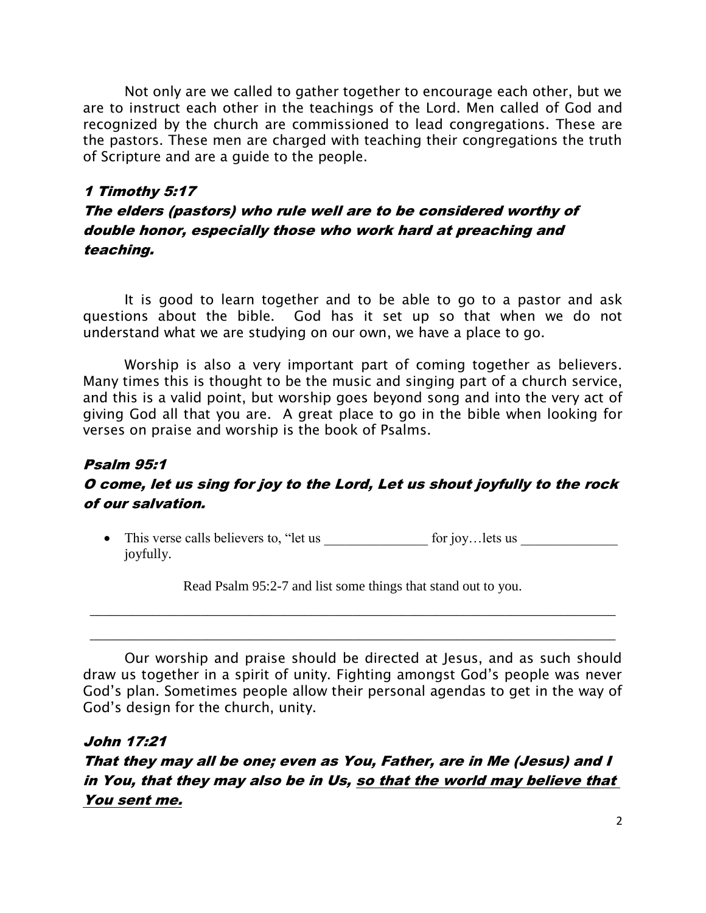Not only are we called to gather together to encourage each other, but we are to instruct each other in the teachings of the Lord. Men called of God and recognized by the church are commissioned to lead congregations. These are the pastors. These men are charged with teaching their congregations the truth of Scripture and are a guide to the people.

***1 Timothy 5:17***

***The elders (pastors) who rule well are to be considered worthy of double honor, especially those who work hard at preaching and teaching.***

It is good to learn together and to be able to go to a pastor and ask questions about the bible. God has it set up so that when we do not understand what we are studying on our own, we have a place to go.

Worship is also a very important part of coming together as believers. Many times this is thought to be the music and singing part of a church service, and this is a valid point, but worship goes beyond song and into the very act of giving God all that you are. A great place to go in the bible when looking for verses on praise and worship is the book of Psalms.

***Psalm 95:1***

***O come, let us sing for joy to the Lord, Let us shout joyfully to the rock of our salvation.***

- This verse calls believers to, "let us _______________ for joy…lets us ______________ joyfully.

Read Psalm 95:2-7 and list some things that stand out to you.

_____________________________________________________________________________

_____________________________________________________________________________

Our worship and praise should be directed at Jesus, and as such should draw us together in a spirit of unity. Fighting amongst God's people was never God's plan. Sometimes people allow their personal agendas to get in the way of God's design for the church, unity.

***John 17:21***

***That they may all be one; even as You, Father, are in Me (Jesus) and I in You, that they may also be in Us, <u>so that the world may believe that You sent me.</u>***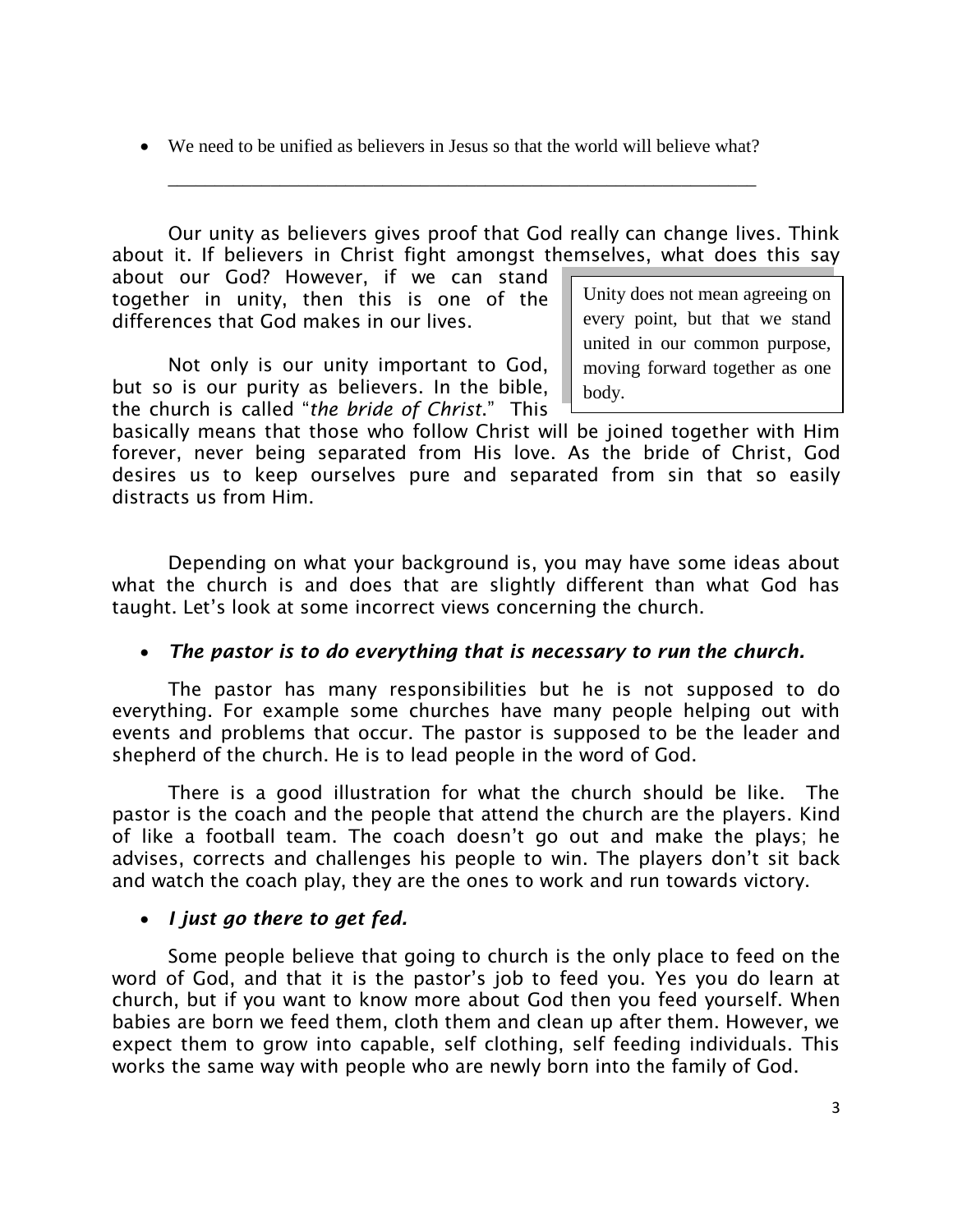- We need to be unified as believers in Jesus so that the world will believe what?

  ____________________________________________________________

Our unity as believers gives proof that God really can change lives. Think about it. If believers in Christ fight amongst themselves, what does this say about our God? However, if we can stand together in unity, then this is one of the differences that God makes in our lives.

> Unity does not mean agreeing on every point, but that we stand united in our common purpose, moving forward together as one body.

Not only is our unity important to God, but so is our purity as believers. In the bible, the church is called "*the bride of Christ*." This basically means that those who follow Christ will be joined together with Him forever, never being separated from His love. As the bride of Christ, God desires us to keep ourselves pure and separated from sin that so easily distracts us from Him.

Depending on what your background is, you may have some ideas about what the church is and does that are slightly different than what God has taught. Let's look at some incorrect views concerning the church.

- ***The pastor is to do everything that is necessary to run the church.***

The pastor has many responsibilities but he is not supposed to do everything. For example some churches have many people helping out with events and problems that occur. The pastor is supposed to be the leader and shepherd of the church. He is to lead people in the word of God.

There is a good illustration for what the church should be like. The pastor is the coach and the people that attend the church are the players. Kind of like a football team. The coach doesn't go out and make the plays; he advises, corrects and challenges his people to win. The players don't sit back and watch the coach play, they are the ones to work and run towards victory.

- ***I just go there to get fed.***

Some people believe that going to church is the only place to feed on the word of God, and that it is the pastor's job to feed you. Yes you do learn at church, but if you want to know more about God then you feed yourself. When babies are born we feed them, cloth them and clean up after them. However, we expect them to grow into capable, self clothing, self feeding individuals. This works the same way with people who are newly born into the family of God.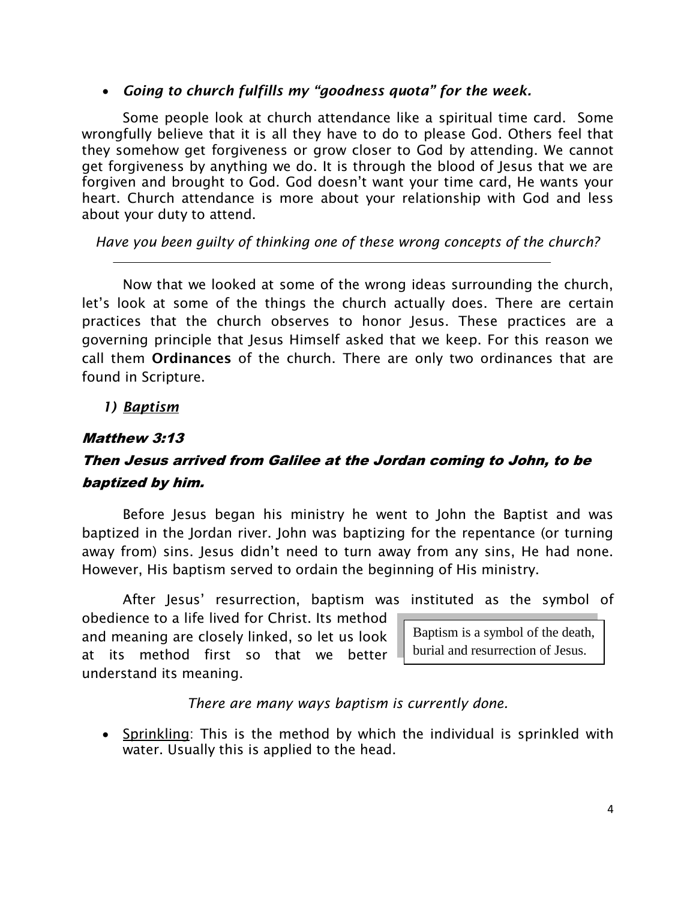- ***Going to church fulfills my "goodness quota" for the week.***

Some people look at church attendance like a spiritual time card. Some wrongfully believe that it is all they have to do to please God. Others feel that they somehow get forgiveness or grow closer to God by attending. We cannot get forgiveness by anything we do. It is through the blood of Jesus that we are forgiven and brought to God. God doesn't want your time card, He wants your heart. Church attendance is more about your relationship with God and less about your duty to attend.

*Have you been guilty of thinking one of these wrong concepts of the church?*

_______________________________________________

Now that we looked at some of the wrong ideas surrounding the church, let's look at some of the things the church actually does. There are certain practices that the church observes to honor Jesus. These practices are a governing principle that Jesus Himself asked that we keep. For this reason we call them **Ordinances** of the church. There are only two ordinances that are found in Scripture.

1) ***Baptism***

***Matthew 3:13***

***Then Jesus arrived from Galilee at the Jordan coming to John, to be baptized by him.***

Before Jesus began his ministry he went to John the Baptist and was baptized in the Jordan river. John was baptizing for the repentance (or turning away from) sins. Jesus didn't need to turn away from any sins, He had none. However, His baptism served to ordain the beginning of His ministry.

After Jesus' resurrection, baptism was instituted as the symbol of obedience to a life lived for Christ. Its method and meaning are closely linked, so let us look at its method first so that we better understand its meaning.

> Baptism is a symbol of the death, burial and resurrection of Jesus.

*There are many ways baptism is currently done.*

- Sprinkling: This is the method by which the individual is sprinkled with water. Usually this is applied to the head.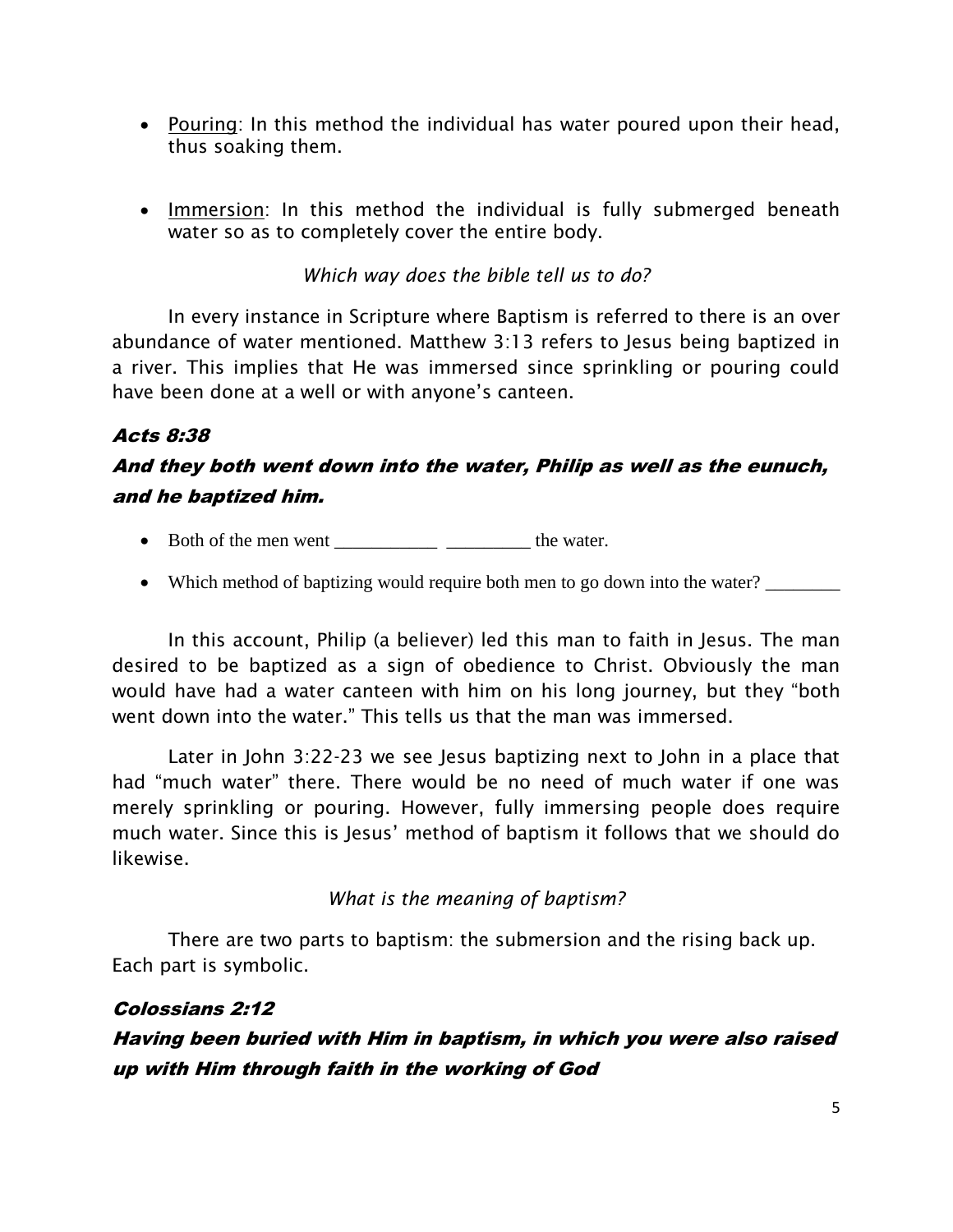- Pouring: In this method the individual has water poured upon their head, thus soaking them.

- Immersion: In this method the individual is fully submerged beneath water so as to completely cover the entire body.

*Which way does the bible tell us to do?*

In every instance in Scripture where Baptism is referred to there is an over abundance of water mentioned. Matthew 3:13 refers to Jesus being baptized in a river. This implies that He was immersed since sprinkling or pouring could have been done at a well or with anyone's canteen.

***Acts 8:38***

***And they both went down into the water, Philip as well as the eunuch, and he baptized him.***

- Both of the men went ___________ _________ the water.

- Which method of baptizing would require both men to go down into the water? ________

In this account, Philip (a believer) led this man to faith in Jesus. The man desired to be baptized as a sign of obedience to Christ. Obviously the man would have had a water canteen with him on his long journey, but they "both went down into the water." This tells us that the man was immersed.

Later in John 3:22-23 we see Jesus baptizing next to John in a place that had "much water" there. There would be no need of much water if one was merely sprinkling or pouring. However, fully immersing people does require much water. Since this is Jesus' method of baptism it follows that we should do likewise.

*What is the meaning of baptism?*

There are two parts to baptism: the submersion and the rising back up. Each part is symbolic.

***Colossians 2:12***

***Having been buried with Him in baptism, in which you were also raised up with Him through faith in the working of God***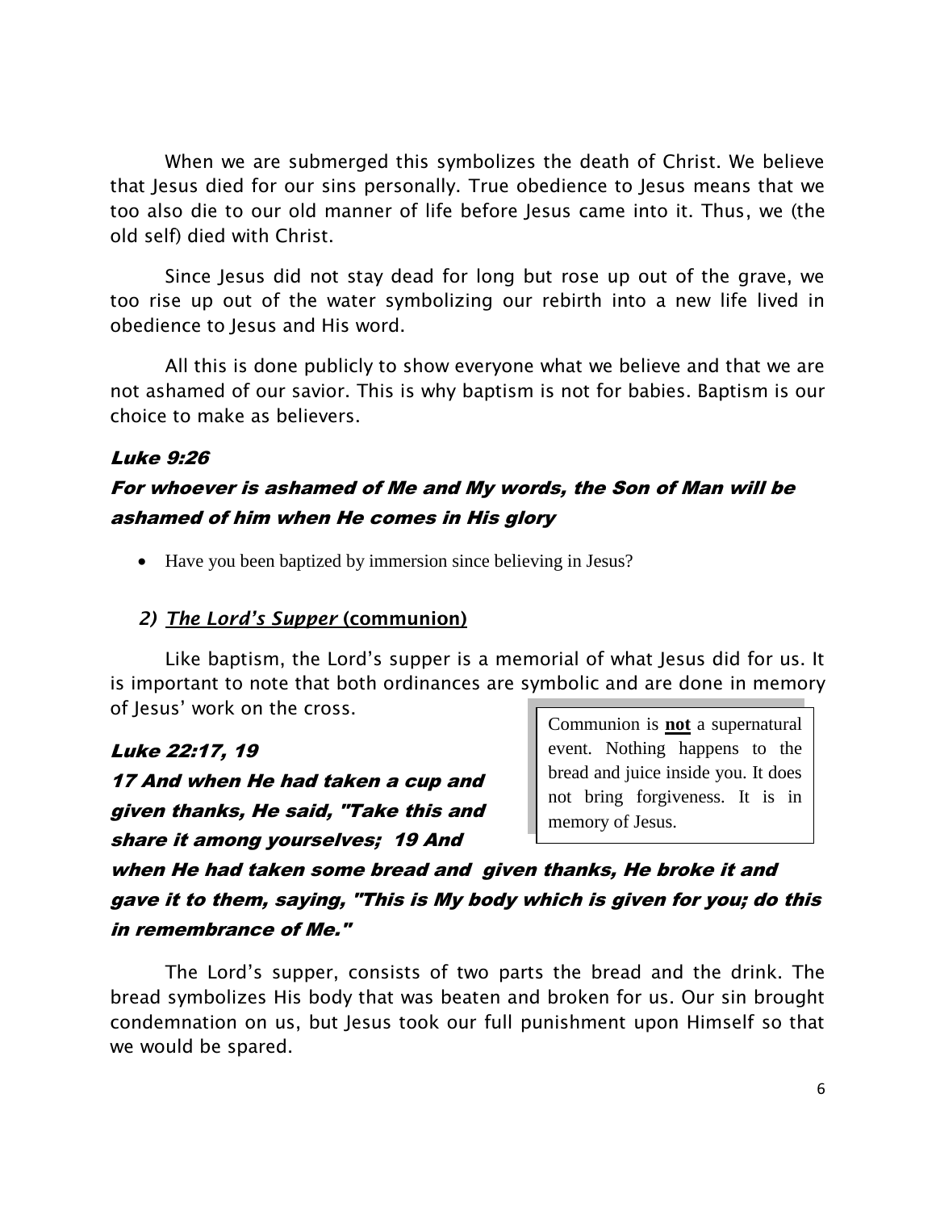When we are submerged this symbolizes the death of Christ. We believe that Jesus died for our sins personally. True obedience to Jesus means that we too also die to our old manner of life before Jesus came into it. Thus, we (the old self) died with Christ.

Since Jesus did not stay dead for long but rose up out of the grave, we too rise up out of the water symbolizing our rebirth into a new life lived in obedience to Jesus and His word.

All this is done publicly to show everyone what we believe and that we are not ashamed of our savior. This is why baptism is not for babies. Baptism is our choice to make as believers.

***Luke 9:26***

***For whoever is ashamed of Me and My words, the Son of Man will be ashamed of him when He comes in His glory***

- Have you been baptized by immersion since believing in Jesus?

### *2) The Lord's Supper* (communion)

Like baptism, the Lord's supper is a memorial of what Jesus did for us. It is important to note that both ordinances are symbolic and are done in memory of Jesus' work on the cross.

> Communion is **not** a supernatural event. Nothing happens to the bread and juice inside you. It does not bring forgiveness. It is in memory of Jesus.

***Luke 22:17, 19***

***17 And when He had taken a cup and given thanks, He said, "Take this and share it among yourselves; 19 And when He had taken some bread and given thanks, He broke it and gave it to them, saying, "This is My body which is given for you; do this in remembrance of Me."***

The Lord's supper, consists of two parts the bread and the drink. The bread symbolizes His body that was beaten and broken for us. Our sin brought condemnation on us, but Jesus took our full punishment upon Himself so that we would be spared.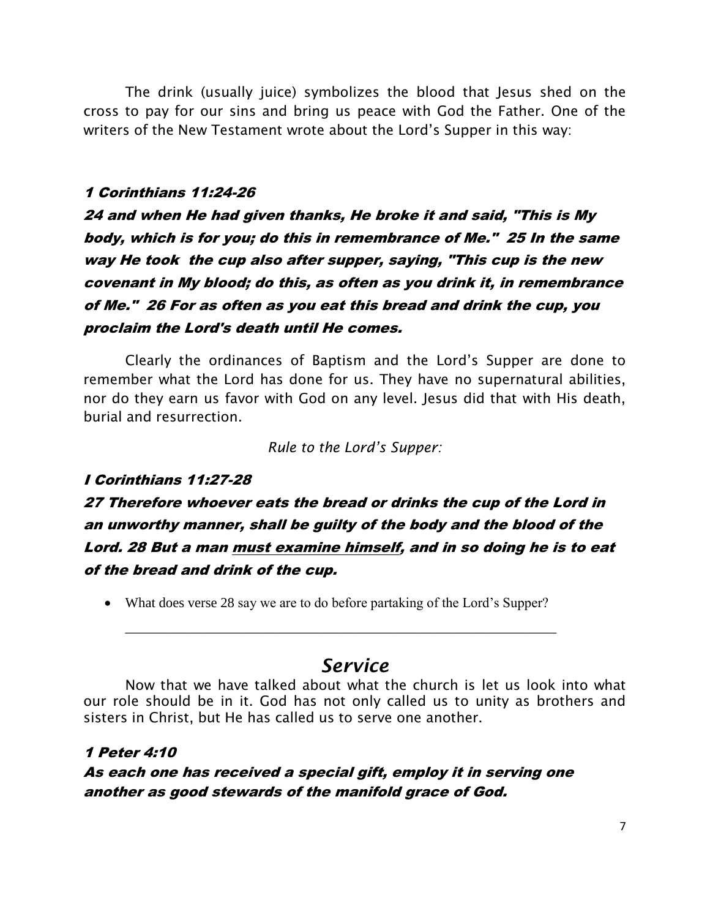The drink (usually juice) symbolizes the blood that Jesus shed on the cross to pay for our sins and bring us peace with God the Father. One of the writers of the New Testament wrote about the Lord's Supper in this way:

***1 Corinthians 11:24-26***

***24 and when He had given thanks, He broke it and said, "This is My body, which is for you; do this in remembrance of Me." 25 In the same way He took the cup also after supper, saying, "This cup is the new covenant in My blood; do this, as often as you drink it, in remembrance of Me." 26 For as often as you eat this bread and drink the cup, you proclaim the Lord's death until He comes.***

Clearly the ordinances of Baptism and the Lord's Supper are done to remember what the Lord has done for us. They have no supernatural abilities, nor do they earn us favor with God on any level. Jesus did that with His death, burial and resurrection.

*Rule to the Lord's Supper:*

***I Corinthians 11:27-28***

***27 Therefore whoever eats the bread or drinks the cup of the Lord in an unworthy manner, shall be guilty of the body and the blood of the Lord. 28 But a man <u>must examine himself</u>, and in so doing he is to eat of the bread and drink of the cup.***

- What does verse 28 say we are to do before partaking of the Lord's Supper?

  ______________________________________________________________

## *Service*

Now that we have talked about what the church is let us look into what our role should be in it. God has not only called us to unity as brothers and sisters in Christ, but He has called us to serve one another.

***1 Peter 4:10***

***As each one has received a special gift, employ it in serving one another as good stewards of the manifold grace of God.***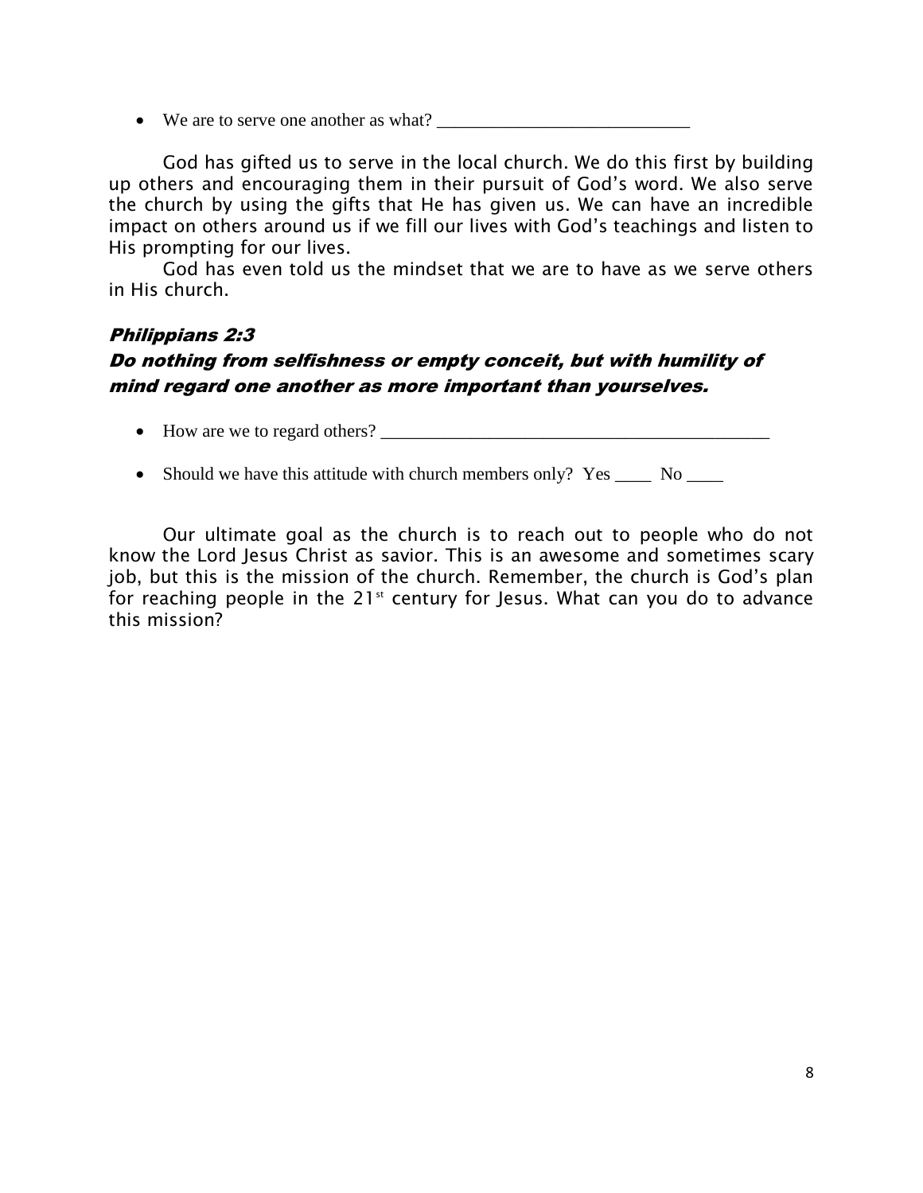- We are to serve one another as what? ____________________________

God has gifted us to serve in the local church. We do this first by building up others and encouraging them in their pursuit of God's word. We also serve the church by using the gifts that He has given us. We can have an incredible impact on others around us if we fill our lives with God's teachings and listen to His prompting for our lives.

God has even told us the mindset that we are to have as we serve others in His church.

***Philippians 2:3***

***Do nothing from selfishness or empty conceit, but with humility of mind regard one another as more important than yourselves.***

- How are we to regard others? ____________________________________________

- Should we have this attitude with church members only? Yes ____ No ____

Our ultimate goal as the church is to reach out to people who do not know the Lord Jesus Christ as savior. This is an awesome and sometimes scary job, but this is the mission of the church. Remember, the church is God's plan for reaching people in the 21st century for Jesus. What can you do to advance this mission?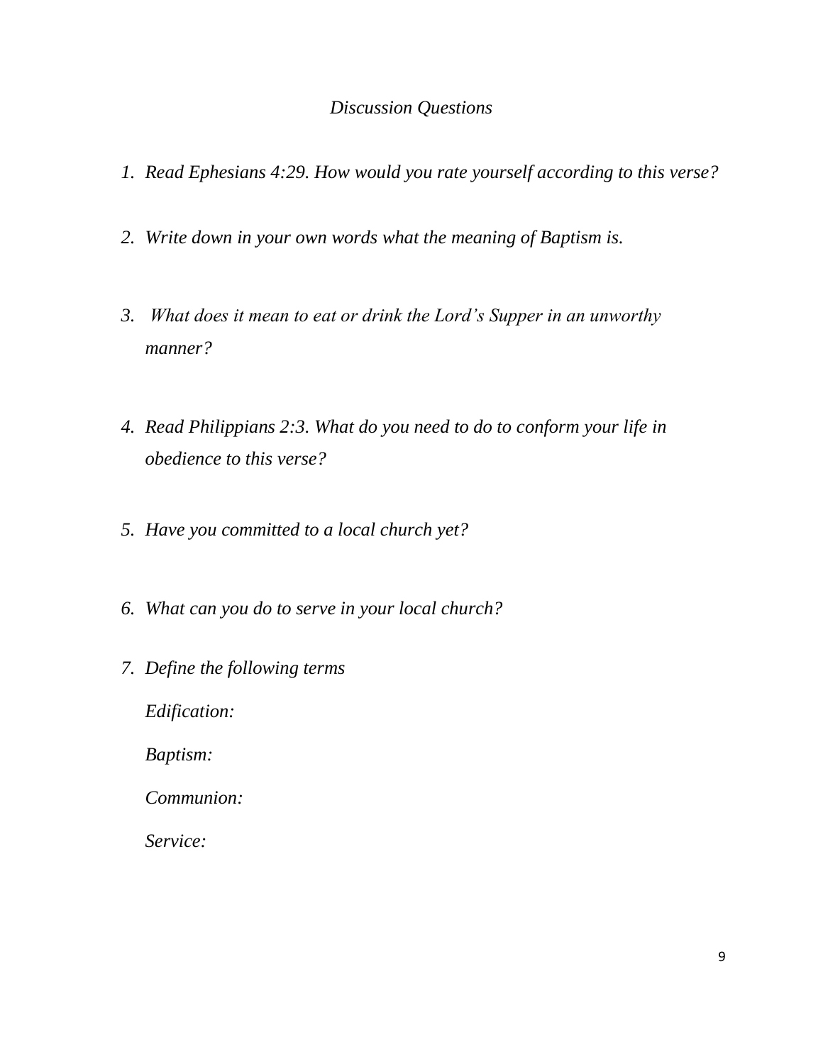*Discussion Questions*

1. *Read Ephesians 4:29. How would you rate yourself according to this verse?*
2. *Write down in your own words what the meaning of Baptism is.*
3. *What does it mean to eat or drink the Lord's Supper in an unworthy manner?*
4. *Read Philippians 2:3. What do you need to do to conform your life in obedience to this verse?*
5. *Have you committed to a local church yet?*
6. *What can you do to serve in your local church?*
7. *Define the following terms*

   *Edification:*

   *Baptism:*

   *Communion:*

   *Service:*